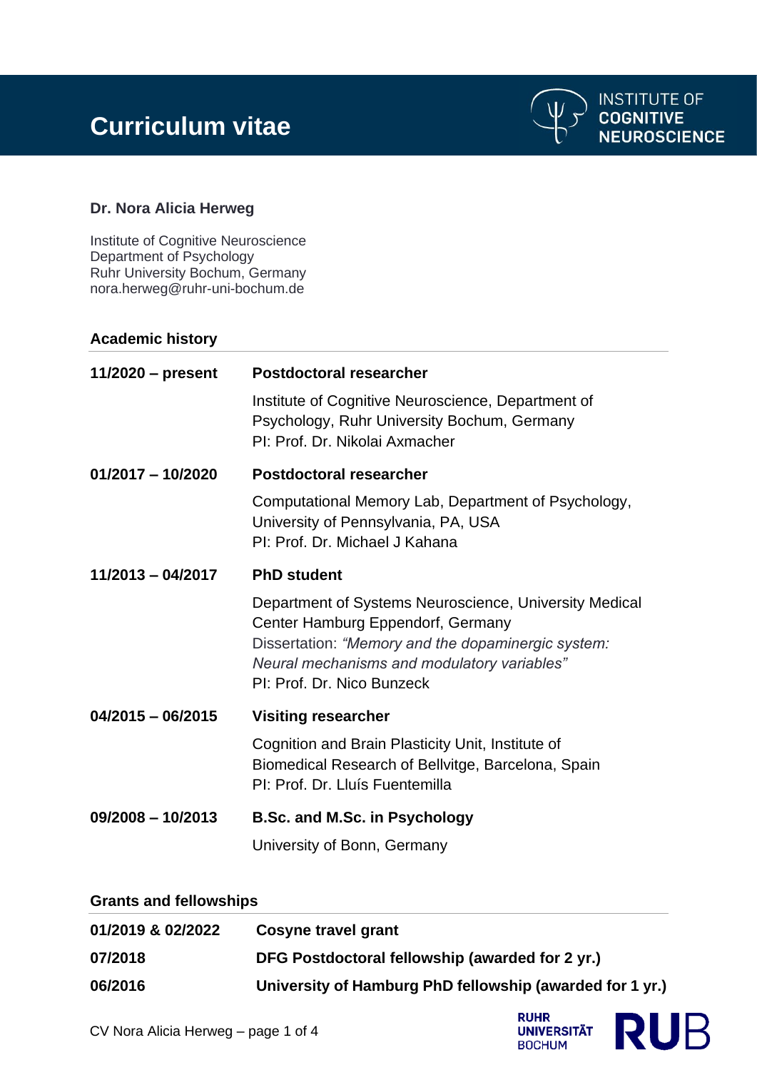# Curriculum vitae

INSTITUTE OF COGNITIVE NEUROSCIENCE

**Dr. Nora Alicia Herweg**

Institute of Cognitive Neuroscience
Department of Psychology
Ruhr University Bochum, Germany
nora.herweg@ruhr-uni-bochum.de

## Academic history

**11/2020 – present** **Postdoctoral researcher**

Institute of Cognitive Neuroscience, Department of Psychology, Ruhr University Bochum, Germany
PI: Prof. Dr. Nikolai Axmacher

**01/2017 – 10/2020** **Postdoctoral researcher**

Computational Memory Lab, Department of Psychology, University of Pennsylvania, PA, USA
PI: Prof. Dr. Michael J Kahana

**11/2013 – 04/2017** **PhD student**

Department of Systems Neuroscience, University Medical Center Hamburg Eppendorf, Germany
Dissertation: *"Memory and the dopaminergic system: Neural mechanisms and modulatory variables"*
PI: Prof. Dr. Nico Bunzeck

**04/2015 – 06/2015** **Visiting researcher**

Cognition and Brain Plasticity Unit, Institute of Biomedical Research of Bellvitge, Barcelona, Spain
PI: Prof. Dr. Lluís Fuentemilla

**09/2008 – 10/2013** **B.Sc. and M.Sc. in Psychology**

University of Bonn, Germany

## Grants and fellowships

**01/2019 & 02/2022** **Cosyne travel grant**

**07/2018** **DFG Postdoctoral fellowship (awarded for 2 yr.)**

**06/2016** **University of Hamburg PhD fellowship (awarded for 1 yr.)**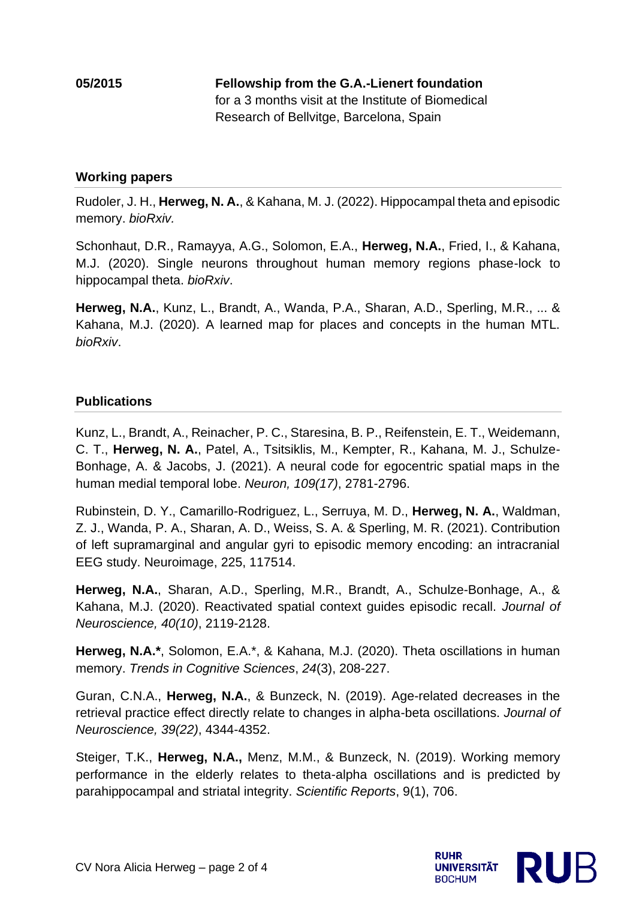**05/2015** **Fellowship from the G.A.-Lienert foundation**
for a 3 months visit at the Institute of Biomedical Research of Bellvitge, Barcelona, Spain

## Working papers

Rudoler, J. H., **Herweg, N. A.**, & Kahana, M. J. (2022). Hippocampal theta and episodic memory. *bioRxiv.*

Schonhaut, D.R., Ramayya, A.G., Solomon, E.A., **Herweg, N.A.**, Fried, I., & Kahana, M.J. (2020). Single neurons throughout human memory regions phase-lock to hippocampal theta. *bioRxiv*.

**Herweg, N.A.**, Kunz, L., Brandt, A., Wanda, P.A., Sharan, A.D., Sperling, M.R., ... & Kahana, M.J. (2020). A learned map for places and concepts in the human MTL. *bioRxiv*.

## Publications

Kunz, L., Brandt, A., Reinacher, P. C., Staresina, B. P., Reifenstein, E. T., Weidemann, C. T., **Herweg, N. A.**, Patel, A., Tsitsiklis, M., Kempter, R., Kahana, M. J., Schulze-Bonhage, A. & Jacobs, J. (2021). A neural code for egocentric spatial maps in the human medial temporal lobe. *Neuron, 109(17)*, 2781-2796.

Rubinstein, D. Y., Camarillo-Rodriguez, L., Serruya, M. D., **Herweg, N. A.**, Waldman, Z. J., Wanda, P. A., Sharan, A. D., Weiss, S. A. & Sperling, M. R. (2021). Contribution of left supramarginal and angular gyri to episodic memory encoding: an intracranial EEG study. Neuroimage, 225, 117514.

**Herweg, N.A.**, Sharan, A.D., Sperling, M.R., Brandt, A., Schulze-Bonhage, A., & Kahana, M.J. (2020). Reactivated spatial context guides episodic recall. *Journal of Neuroscience, 40(10)*, 2119-2128.

**Herweg, N.A.***, Solomon, E.A.*, & Kahana, M.J. (2020). Theta oscillations in human memory. *Trends in Cognitive Sciences*, *24*(3), 208-227.

Guran, C.N.A., **Herweg, N.A.**, & Bunzeck, N. (2019). Age-related decreases in the retrieval practice effect directly relate to changes in alpha-beta oscillations. *Journal of Neuroscience, 39(22)*, 4344-4352.

Steiger, T.K., **Herweg, N.A.,** Menz, M.M., & Bunzeck, N. (2019). Working memory performance in the elderly relates to theta-alpha oscillations and is predicted by parahippocampal and striatal integrity. *Scientific Reports*, 9(1), 706.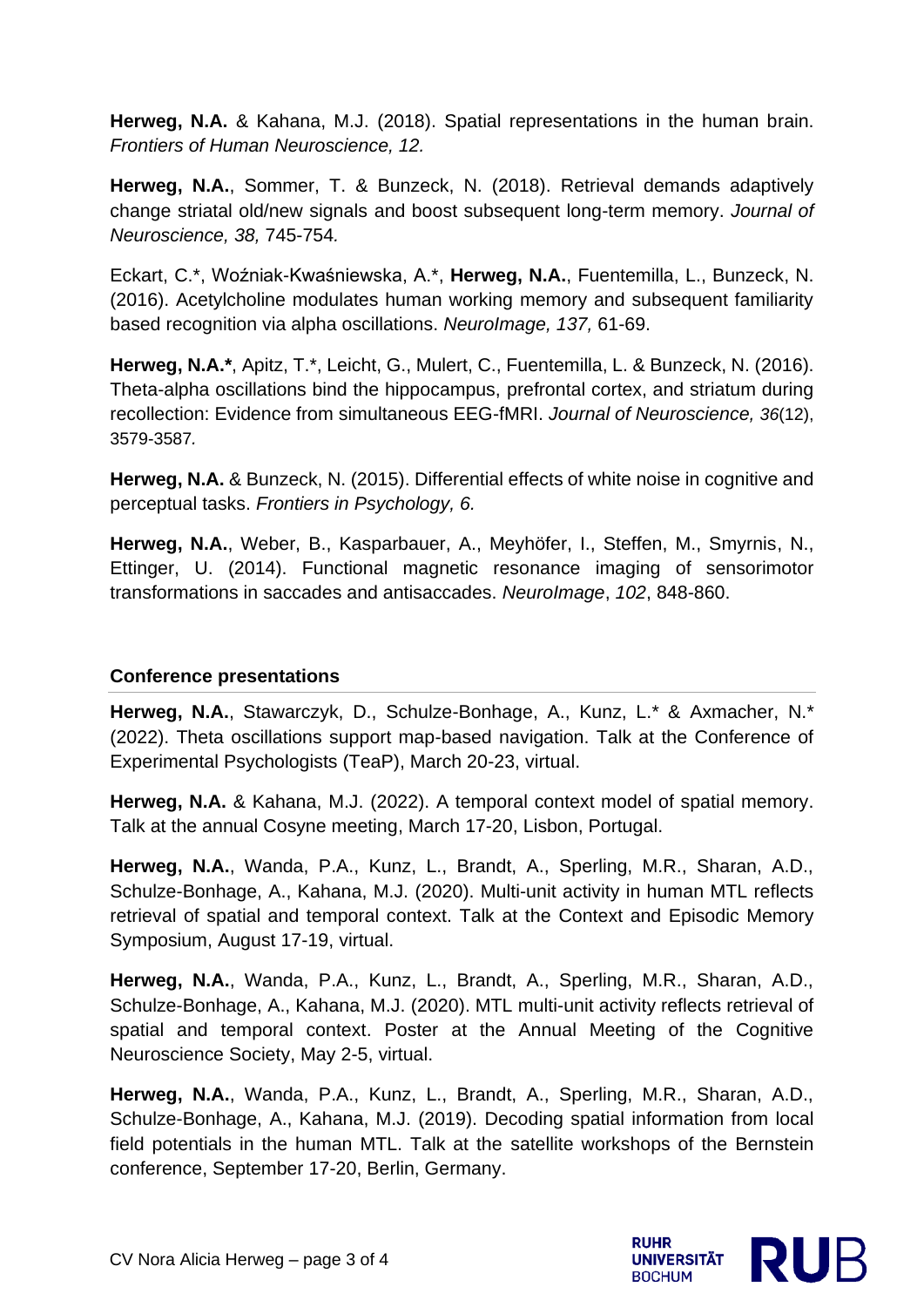**Herweg, N.A.** & Kahana, M.J. (2018). Spatial representations in the human brain. *Frontiers of Human Neuroscience, 12.*

**Herweg, N.A.**, Sommer, T. & Bunzeck, N. (2018). Retrieval demands adaptively change striatal old/new signals and boost subsequent long-term memory. *Journal of Neuroscience, 38,* 745-754*.*

Eckart, C.*, Woźniak-Kwaśniewska, A.*, **Herweg, N.A.**, Fuentemilla, L., Bunzeck, N. (2016). Acetylcholine modulates human working memory and subsequent familiarity based recognition via alpha oscillations. *NeuroImage, 137,* 61-69.

**Herweg, N.A.***, Apitz, T.*, Leicht, G., Mulert, C., Fuentemilla, L. & Bunzeck, N. (2016). Theta-alpha oscillations bind the hippocampus, prefrontal cortex, and striatum during recollection: Evidence from simultaneous EEG-fMRI. *Journal of Neuroscience, 36*(12), 3579-3587*.*

**Herweg, N.A.** & Bunzeck, N. (2015). Differential effects of white noise in cognitive and perceptual tasks. *Frontiers in Psychology, 6.*

**Herweg, N.A.**, Weber, B., Kasparbauer, A., Meyhöfer, I., Steffen, M., Smyrnis, N., Ettinger, U. (2014). Functional magnetic resonance imaging of sensorimotor transformations in saccades and antisaccades. *NeuroImage*, *102*, 848-860.

## Conference presentations

**Herweg, N.A.**, Stawarczyk, D., Schulze-Bonhage, A., Kunz, L.* & Axmacher, N.* (2022). Theta oscillations support map-based navigation. Talk at the Conference of Experimental Psychologists (TeaP), March 20-23, virtual.

**Herweg, N.A.** & Kahana, M.J. (2022). A temporal context model of spatial memory. Talk at the annual Cosyne meeting, March 17-20, Lisbon, Portugal.

**Herweg, N.A.**, Wanda, P.A., Kunz, L., Brandt, A., Sperling, M.R., Sharan, A.D., Schulze-Bonhage, A., Kahana, M.J. (2020). Multi-unit activity in human MTL reflects retrieval of spatial and temporal context. Talk at the Context and Episodic Memory Symposium, August 17-19, virtual.

**Herweg, N.A.**, Wanda, P.A., Kunz, L., Brandt, A., Sperling, M.R., Sharan, A.D., Schulze-Bonhage, A., Kahana, M.J. (2020). MTL multi-unit activity reflects retrieval of spatial and temporal context. Poster at the Annual Meeting of the Cognitive Neuroscience Society, May 2-5, virtual.

**Herweg, N.A.**, Wanda, P.A., Kunz, L., Brandt, A., Sperling, M.R., Sharan, A.D., Schulze-Bonhage, A., Kahana, M.J. (2019). Decoding spatial information from local field potentials in the human MTL. Talk at the satellite workshops of the Bernstein conference, September 17-20, Berlin, Germany.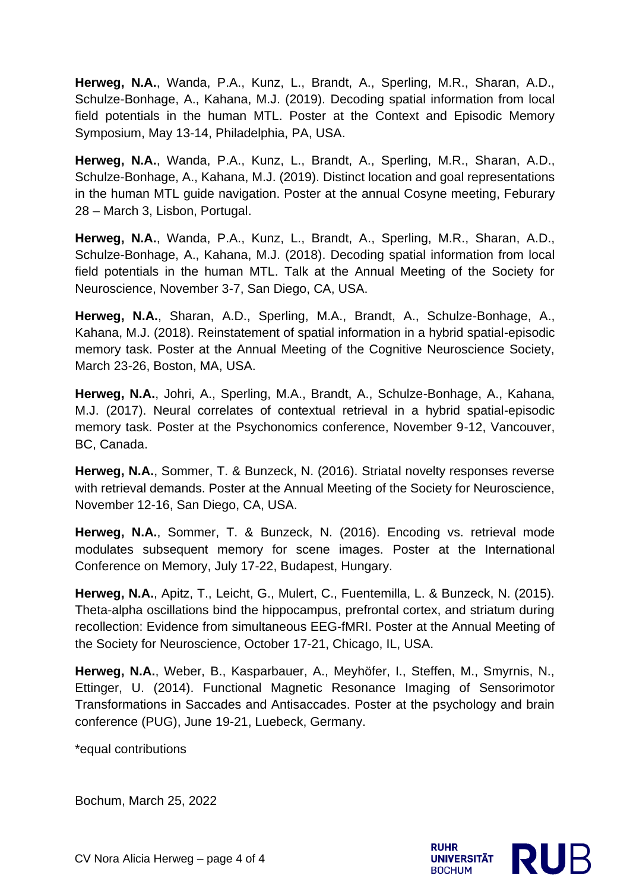**Herweg, N.A.**, Wanda, P.A., Kunz, L., Brandt, A., Sperling, M.R., Sharan, A.D., Schulze-Bonhage, A., Kahana, M.J. (2019). Decoding spatial information from local field potentials in the human MTL. Poster at the Context and Episodic Memory Symposium, May 13-14, Philadelphia, PA, USA.

**Herweg, N.A.**, Wanda, P.A., Kunz, L., Brandt, A., Sperling, M.R., Sharan, A.D., Schulze-Bonhage, A., Kahana, M.J. (2019). Distinct location and goal representations in the human MTL guide navigation. Poster at the annual Cosyne meeting, Feburary 28 – March 3, Lisbon, Portugal.

**Herweg, N.A.**, Wanda, P.A., Kunz, L., Brandt, A., Sperling, M.R., Sharan, A.D., Schulze-Bonhage, A., Kahana, M.J. (2018). Decoding spatial information from local field potentials in the human MTL. Talk at the Annual Meeting of the Society for Neuroscience, November 3-7, San Diego, CA, USA.

**Herweg, N.A.**, Sharan, A.D., Sperling, M.A., Brandt, A., Schulze-Bonhage, A., Kahana, M.J. (2018). Reinstatement of spatial information in a hybrid spatial-episodic memory task. Poster at the Annual Meeting of the Cognitive Neuroscience Society, March 23-26, Boston, MA, USA.

**Herweg, N.A.**, Johri, A., Sperling, M.A., Brandt, A., Schulze-Bonhage, A., Kahana, M.J. (2017). Neural correlates of contextual retrieval in a hybrid spatial-episodic memory task. Poster at the Psychonomics conference, November 9-12, Vancouver, BC, Canada.

**Herweg, N.A.**, Sommer, T. & Bunzeck, N. (2016). Striatal novelty responses reverse with retrieval demands. Poster at the Annual Meeting of the Society for Neuroscience, November 12-16, San Diego, CA, USA.

**Herweg, N.A.**, Sommer, T. & Bunzeck, N. (2016). Encoding vs. retrieval mode modulates subsequent memory for scene images. Poster at the International Conference on Memory, July 17-22, Budapest, Hungary.

**Herweg, N.A.**, Apitz, T., Leicht, G., Mulert, C., Fuentemilla, L. & Bunzeck, N. (2015). Theta-alpha oscillations bind the hippocampus, prefrontal cortex, and striatum during recollection: Evidence from simultaneous EEG-fMRI. Poster at the Annual Meeting of the Society for Neuroscience, October 17-21, Chicago, IL, USA.

**Herweg, N.A.**, Weber, B., Kasparbauer, A., Meyhöfer, I., Steffen, M., Smyrnis, N., Ettinger, U. (2014). Functional Magnetic Resonance Imaging of Sensorimotor Transformations in Saccades and Antisaccades. Poster at the psychology and brain conference (PUG), June 19-21, Luebeck, Germany.

*equal contributions

Bochum, March 25, 2022